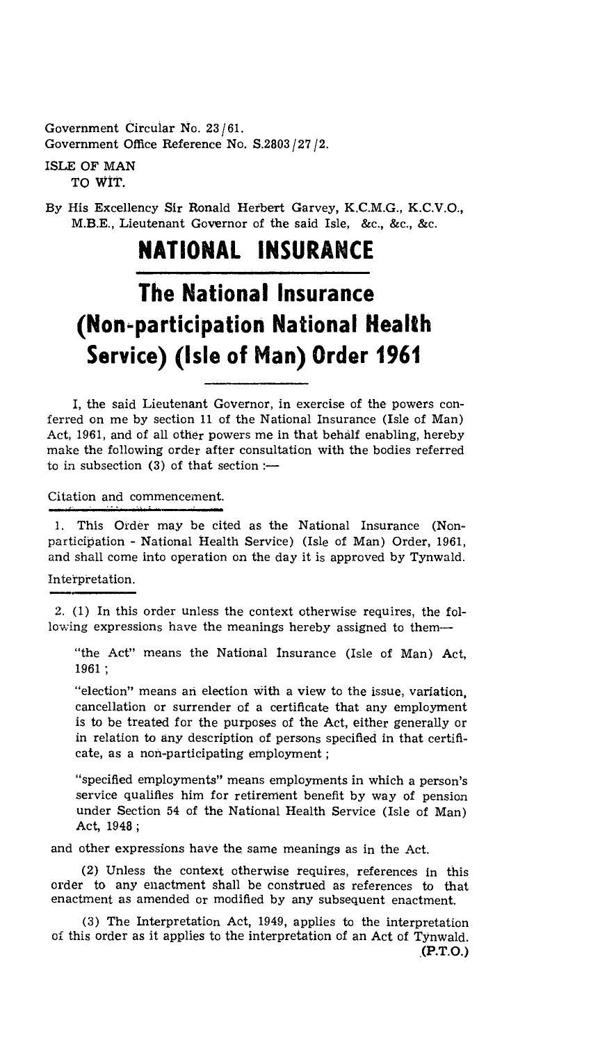Government Circular No. 23/61.
Government Office Reference No. S.2803/27/2.

ISLE OF MAN
TO WIT.

By His Excellency Sir Ronald Herbert Garvey, K.C.M.G., K.C.V.O., M.B.E., Lieutenant Governor of the said Isle, &c., &c., &c.

# NATIONAL INSURANCE

# The National Insurance (Non-participation National Health Service) (Isle of Man) Order 1961

I, the said Lieutenant Governor, in exercise of the powers conferred on me by section 11 of the National Insurance (Isle of Man) Act, 1961, and of all other powers me in that behalf enabling, hereby make the following order after consultation with the bodies referred to in subsection (3) of that section :—

Citation and commencement.

1. This Order may be cited as the National Insurance (Non-participation - National Health Service) (Isle of Man) Order, 1961, and shall come into operation on the day it is approved by Tynwald.

Interpretation.

2. (1) In this order unless the context otherwise requires, the following expressions have the meanings hereby assigned to them—

"the Act" means the National Insurance (Isle of Man) Act, 1961 ;

"election" means an election with a view to the issue, variation, cancellation or surrender of a certificate that any employment is to be treated for the purposes of the Act, either generally or in relation to any description of persons specified in that certificate, as a non-participating employment ;

"specified employments" means employments in which a person's service qualifies him for retirement benefit by way of pension under Section 54 of the National Health Service (Isle of Man) Act, 1948 ;

and other expressions have the same meanings as in the Act.

(2) Unless the context otherwise requires, references in this order to any enactment shall be construed as references to that enactment as amended or modified by any subsequent enactment.

(3) The Interpretation Act, 1949, applies to the interpretation of this order as it applies to the interpretation of an Act of Tynwald.

(P.T.O.)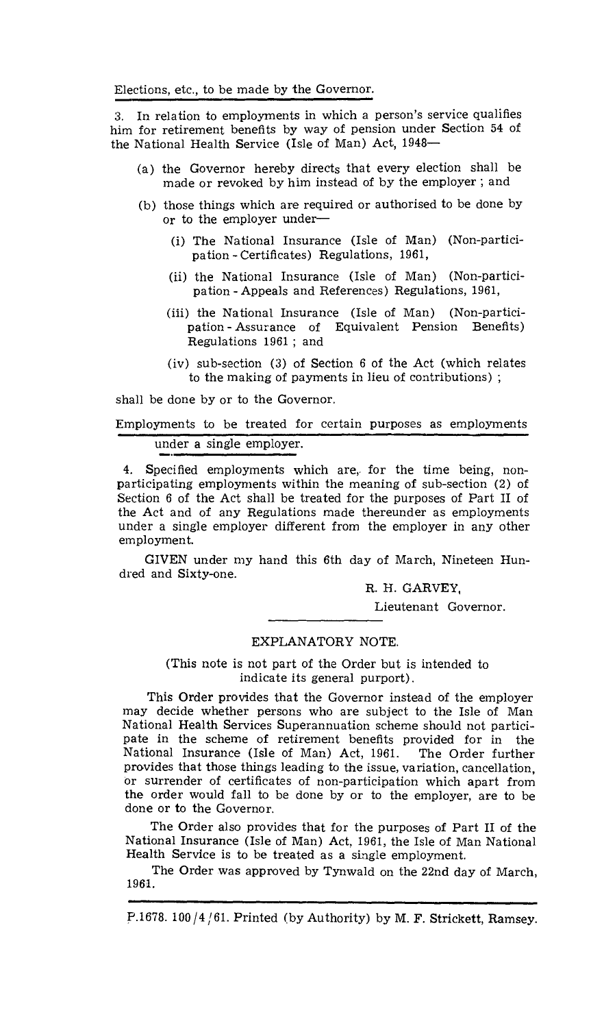Elections, etc., to be made by the Governor.

3. In relation to employments in which a person's service qualifies him for retirement benefits by way of pension under Section 54 of the National Health Service (Isle of Man) Act, 1948—

- (a) the Governor hereby directs that every election shall be made or revoked by him instead of by the employer ; and
- (b) those things which are required or authorised to be done by or to the employer under—
  - (i) The National Insurance (Isle of Man) (Non-participation - Certificates) Regulations, 1961,
  - (ii) the National Insurance (Isle of Man) (Non-participation - Appeals and References) Regulations, 1961,
  - (iii) the National Insurance (Isle of Man) (Non-participation - Assurance of Equivalent Pension Benefits) Regulations 1961 ; and
  - (iv) sub-section (3) of Section 6 of the Act (which relates to the making of payments in lieu of contributions) ;

shall be done by or to the Governor.

Employments to be treated for certain purposes as employments under a single employer.

4. Specified employments which are, for the time being, non-participating employments within the meaning of sub-section (2) of Section 6 of the Act shall be treated for the purposes of Part II of the Act and of any Regulations made thereunder as employments under a single employer different from the employer in any other employment.

GIVEN under my hand this 6th day of March, Nineteen Hundred and Sixty-one.

R. H. GARVEY,

Lieutenant Governor.

## EXPLANATORY NOTE.

(This note is not part of the Order but is intended to indicate its general purport).

This Order provides that the Governor instead of the employer may decide whether persons who are subject to the Isle of Man National Health Services Superannuation scheme should not participate in the scheme of retirement benefits provided for in the National Insurance (Isle of Man) Act, 1961. The Order further provides that those things leading to the issue, variation, cancellation, or surrender of certificates of non-participation which apart from the order would fall to be done by or to the employer, are to be done or to the Governor.

The Order also provides that for the purposes of Part II of the National Insurance (Isle of Man) Act, 1961, the Isle of Man National Health Service is to be treated as a single employment.

The Order was approved by Tynwald on the 22nd day of March, 1961.

P.1678. 100/4/61. Printed (by Authority) by M. F. Strickett, Ramsey.